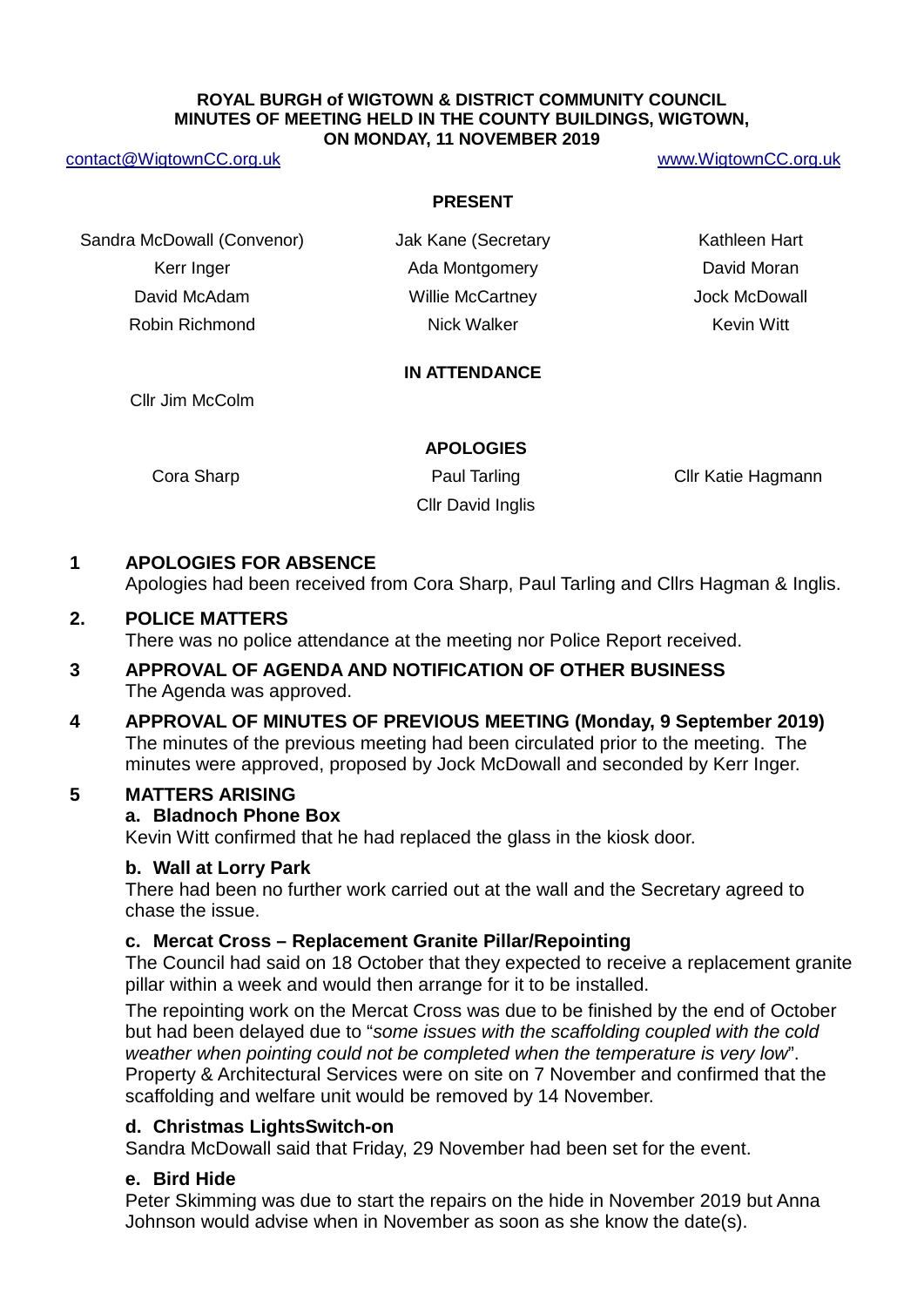**ROYAL BURGH of WIGTOWN & DISTRICT COMMUNITY COUNCIL**
**MINUTES OF MEETING HELD IN THE COUNTY BUILDINGS, WIGTOWN, ON MONDAY, 11 NOVEMBER 2019**

contact@WigtownCC.org.uk www.WigtownCC.org.uk

**PRESENT**

| | | |
|---|---|---|
| Sandra McDowall (Convenor) | Jak Kane (Secretary | Kathleen Hart |
| Kerr Inger | Ada Montgomery | David Moran |
| David McAdam | Willie McCartney | Jock McDowall |
| Robin Richmond | Nick Walker | Kevin Witt |

**IN ATTENDANCE**

Cllr Jim McColm

**APOLOGIES**

| | | |
|---|---|---|
| Cora Sharp | Paul Tarling | Cllr Katie Hagmann |
| | Cllr David Inglis | |

**1 APOLOGIES FOR ABSENCE**

Apologies had been received from Cora Sharp, Paul Tarling and Cllrs Hagman & Inglis.

**2. POLICE MATTERS**

There was no police attendance at the meeting nor Police Report received.

**3 APPROVAL OF AGENDA AND NOTIFICATION OF OTHER BUSINESS**

The Agenda was approved.

**4 APPROVAL OF MINUTES OF PREVIOUS MEETING (Monday, 9 September 2019)**

The minutes of the previous meeting had been circulated prior to the meeting. The minutes were approved, proposed by Jock McDowall and seconded by Kerr Inger.

**5 MATTERS ARISING**

**a. Bladnoch Phone Box**

Kevin Witt confirmed that he had replaced the glass in the kiosk door.

**b. Wall at Lorry Park**

There had been no further work carried out at the wall and the Secretary agreed to chase the issue.

**c. Mercat Cross – Replacement Granite Pillar/Repointing**

The Council had said on 18 October that they expected to receive a replacement granite pillar within a week and would then arrange for it to be installed.

The repointing work on the Mercat Cross was due to be finished by the end of October but had been delayed due to "*some issues with the scaffolding coupled with the cold weather when pointing could not be completed when the temperature is very low*". Property & Architectural Services were on site on 7 November and confirmed that the scaffolding and welfare unit would be removed by 14 November.

**d. Christmas LightsSwitch-on**

Sandra McDowall said that Friday, 29 November had been set for the event.

**e. Bird Hide**

Peter Skimming was due to start the repairs on the hide in November 2019 but Anna Johnson would advise when in November as soon as she know the date(s).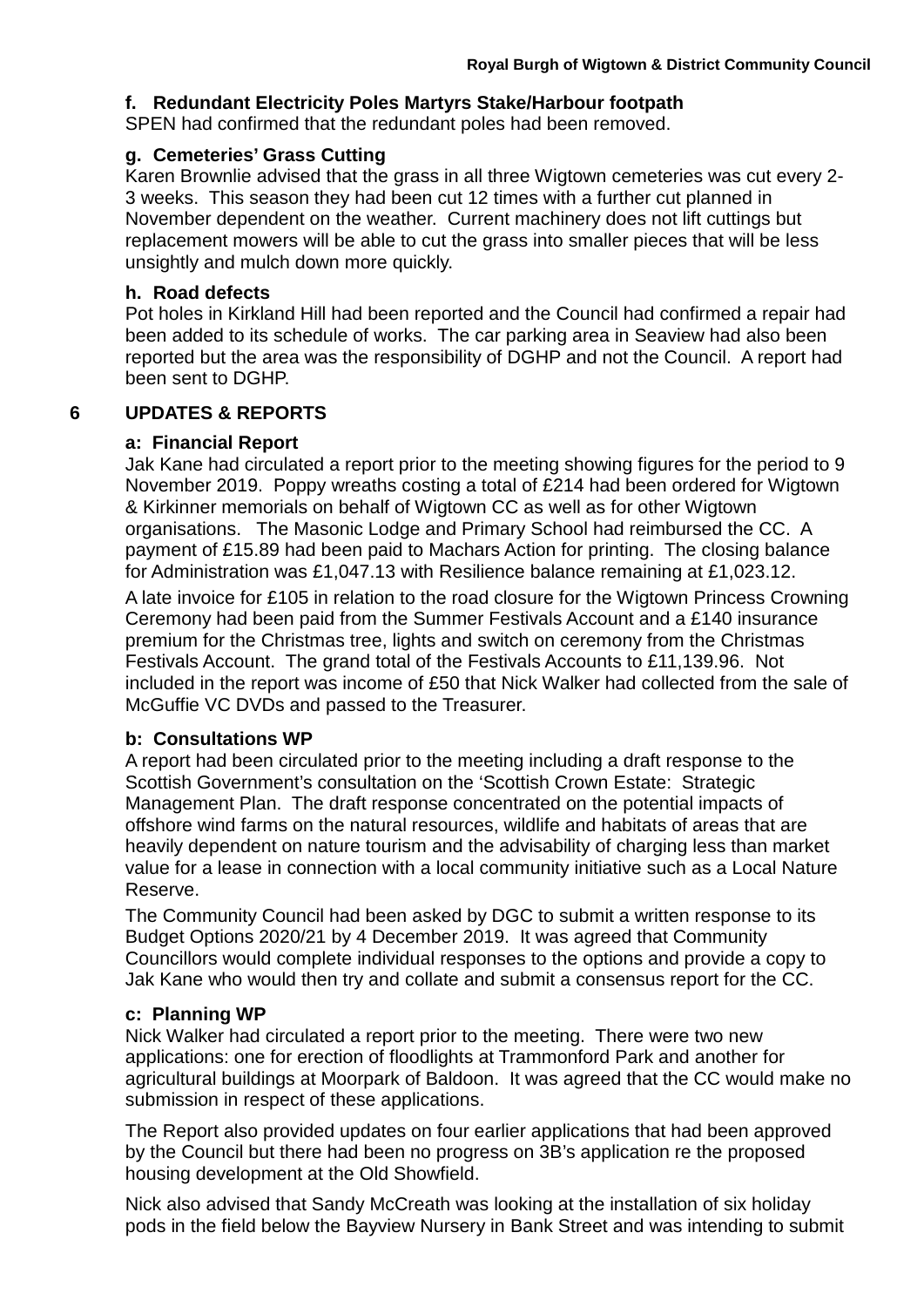**f. Redundant Electricity Poles Martyrs Stake/Harbour footpath**

SPEN had confirmed that the redundant poles had been removed.

**g. Cemeteries' Grass Cutting**

Karen Brownlie advised that the grass in all three Wigtown cemeteries was cut every 2-3 weeks. This season they had been cut 12 times with a further cut planned in November dependent on the weather. Current machinery does not lift cuttings but replacement mowers will be able to cut the grass into smaller pieces that will be less unsightly and mulch down more quickly.

**h. Road defects**

Pot holes in Kirkland Hill had been reported and the Council had confirmed a repair had been added to its schedule of works. The car parking area in Seaview had also been reported but the area was the responsibility of DGHP and not the Council. A report had been sent to DGHP.

## 6 UPDATES & REPORTS

**a: Financial Report**

Jak Kane had circulated a report prior to the meeting showing figures for the period to 9 November 2019. Poppy wreaths costing a total of £214 had been ordered for Wigtown & Kirkinner memorials on behalf of Wigtown CC as well as for other Wigtown organisations. The Masonic Lodge and Primary School had reimbursed the CC. A payment of £15.89 had been paid to Machars Action for printing. The closing balance for Administration was £1,047.13 with Resilience balance remaining at £1,023.12.

A late invoice for £105 in relation to the road closure for the Wigtown Princess Crowning Ceremony had been paid from the Summer Festivals Account and a £140 insurance premium for the Christmas tree, lights and switch on ceremony from the Christmas Festivals Account. The grand total of the Festivals Accounts to £11,139.96. Not included in the report was income of £50 that Nick Walker had collected from the sale of McGuffie VC DVDs and passed to the Treasurer.

**b: Consultations WP**

A report had been circulated prior to the meeting including a draft response to the Scottish Government's consultation on the 'Scottish Crown Estate: Strategic Management Plan. The draft response concentrated on the potential impacts of offshore wind farms on the natural resources, wildlife and habitats of areas that are heavily dependent on nature tourism and the advisability of charging less than market value for a lease in connection with a local community initiative such as a Local Nature Reserve.

The Community Council had been asked by DGC to submit a written response to its Budget Options 2020/21 by 4 December 2019. It was agreed that Community Councillors would complete individual responses to the options and provide a copy to Jak Kane who would then try and collate and submit a consensus report for the CC.

**c: Planning WP**

Nick Walker had circulated a report prior to the meeting. There were two new applications: one for erection of floodlights at Trammonford Park and another for agricultural buildings at Moorpark of Baldoon. It was agreed that the CC would make no submission in respect of these applications.

The Report also provided updates on four earlier applications that had been approved by the Council but there had been no progress on 3B's application re the proposed housing development at the Old Showfield.

Nick also advised that Sandy McCreath was looking at the installation of six holiday pods in the field below the Bayview Nursery in Bank Street and was intending to submit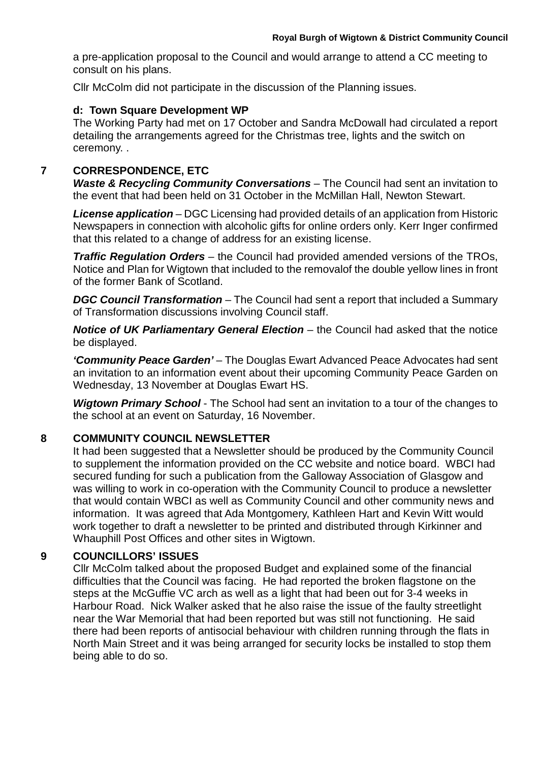a pre-application proposal to the Council and would arrange to attend a CC meeting to consult on his plans.

Cllr McColm did not participate in the discussion of the Planning issues.

**d: Town Square Development WP**

The Working Party had met on 17 October and Sandra McDowall had circulated a report detailing the arrangements agreed for the Christmas tree, lights and the switch on ceremony. .

## 7 CORRESPONDENCE, ETC

***Waste & Recycling Community Conversations*** – The Council had sent an invitation to the event that had been held on 31 October in the McMillan Hall, Newton Stewart.

***License application*** – DGC Licensing had provided details of an application from Historic Newspapers in connection with alcoholic gifts for online orders only. Kerr Inger confirmed that this related to a change of address for an existing license.

***Traffic Regulation Orders*** – the Council had provided amended versions of the TROs, Notice and Plan for Wigtown that included to the removalof the double yellow lines in front of the former Bank of Scotland.

***DGC Council Transformation*** – The Council had sent a report that included a Summary of Transformation discussions involving Council staff.

***Notice of UK Parliamentary General Election*** – the Council had asked that the notice be displayed.

***'Community Peace Garden'*** – The Douglas Ewart Advanced Peace Advocates had sent an invitation to an information event about their upcoming Community Peace Garden on Wednesday, 13 November at Douglas Ewart HS.

***Wigtown Primary School*** - The School had sent an invitation to a tour of the changes to the school at an event on Saturday, 16 November.

## 8 COMMUNITY COUNCIL NEWSLETTER

It had been suggested that a Newsletter should be produced by the Community Council to supplement the information provided on the CC website and notice board. WBCI had secured funding for such a publication from the Galloway Association of Glasgow and was willing to work in co-operation with the Community Council to produce a newsletter that would contain WBCI as well as Community Council and other community news and information. It was agreed that Ada Montgomery, Kathleen Hart and Kevin Witt would work together to draft a newsletter to be printed and distributed through Kirkinner and Whauphill Post Offices and other sites in Wigtown.

## 9 COUNCILLORS' ISSUES

Cllr McColm talked about the proposed Budget and explained some of the financial difficulties that the Council was facing. He had reported the broken flagstone on the steps at the McGuffie VC arch as well as a light that had been out for 3-4 weeks in Harbour Road. Nick Walker asked that he also raise the issue of the faulty streetlight near the War Memorial that had been reported but was still not functioning. He said there had been reports of antisocial behaviour with children running through the flats in North Main Street and it was being arranged for security locks be installed to stop them being able to do so.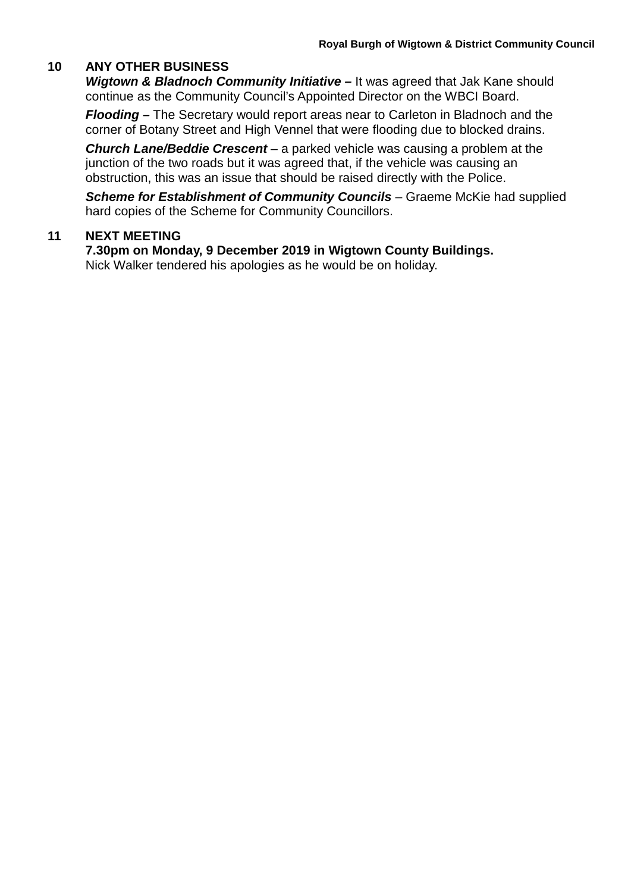## 10 ANY OTHER BUSINESS

***Wigtown & Bladnoch Community Initiative –*** It was agreed that Jak Kane should continue as the Community Council's Appointed Director on the WBCI Board.

***Flooding –*** The Secretary would report areas near to Carleton in Bladnoch and the corner of Botany Street and High Vennel that were flooding due to blocked drains.

***Church Lane/Beddie Crescent*** – a parked vehicle was causing a problem at the junction of the two roads but it was agreed that, if the vehicle was causing an obstruction, this was an issue that should be raised directly with the Police.

***Scheme for Establishment of Community Councils*** – Graeme McKie had supplied hard copies of the Scheme for Community Councillors.

## 11 NEXT MEETING

**7.30pm on Monday, 9 December 2019 in Wigtown County Buildings.**

Nick Walker tendered his apologies as he would be on holiday.